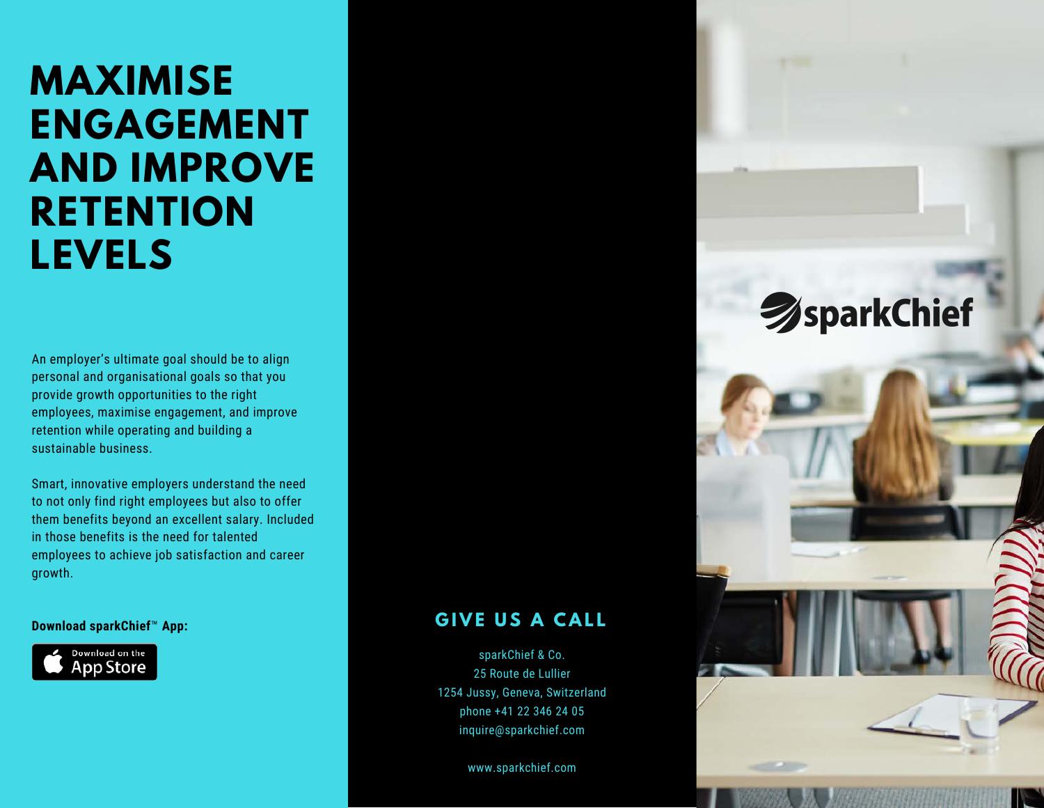# MAXIMISE ENGAGEMENT AND IMPROVE RETENTION LEVELS

An employer's ultimate goal should be to align personal and organisational goals so that you provide growth opportunities to the right employees, maximise engagement, and improve retention while operating and building a sustainable business.

Smart, innovative employers understand the need to not only find right employees but also to offer them benefits beyond an excellent salary. Included in those benefits is the need for talented employees to achieve job satisfaction and career growth.

**Download sparkChief™ App:**

Download on the App Store

## GIVE US A CALL

sparkChief & Co.
25 Route de Lullier
1254 Jussy, Geneva, Switzerland
phone +41 22 346 24 05
inquire@sparkchief.com

www.sparkchief.com

sparkChief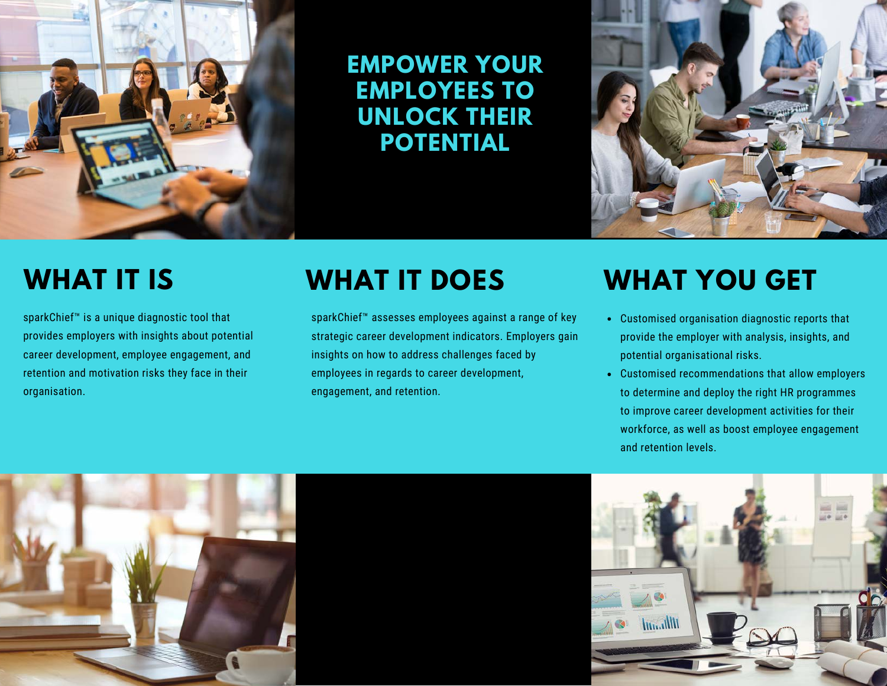# EMPOWER YOUR EMPLOYEES TO UNLOCK THEIR POTENTIAL

## WHAT IT IS

sparkChief™ is a unique diagnostic tool that provides employers with insights about potential career development, employee engagement, and retention and motivation risks they face in their organisation.

## WHAT IT DOES

sparkChief™ assesses employees against a range of key strategic career development indicators. Employers gain insights on how to address challenges faced by employees in regards to career development, engagement, and retention.

## WHAT YOU GET

- Customised organisation diagnostic reports that provide the employer with analysis, insights, and potential organisational risks.
- Customised recommendations that allow employers to determine and deploy the right HR programmes to improve career development activities for their workforce, as well as boost employee engagement and retention levels.